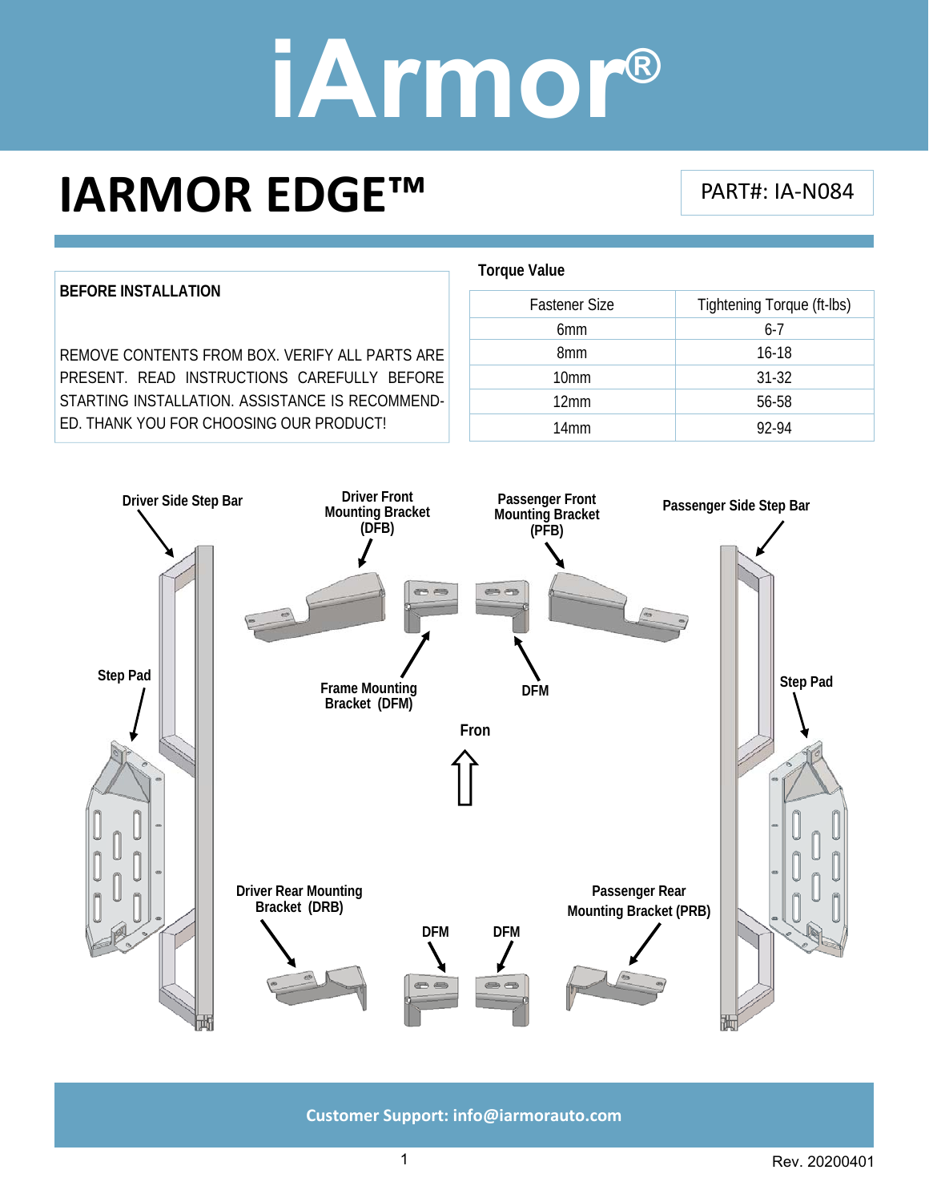# iArmor®

# IARMOR EDGE™

PART#: IA-N084

**BEFORE INSTALLATION**

REMOVE CONTENTS FROM BOX. VERIFY ALL PARTS ARE PRESENT. READ INSTRUCTIONS CAREFULLY BEFORE STARTING INSTALLATION. ASSISTANCE IS RECOMMENDED. THANK YOU FOR CHOOSING OUR PRODUCT!

**Torque Value**

| Fastener Size | Tightening Torque (ft-lbs) |
|---|---|
| 6mm | 6-7 |
| 8mm | 16-18 |
| 10mm | 31-32 |
| 12mm | 56-58 |
| 14mm | 92-94 |

Driver Side Step Bar

Driver Front Mounting Bracket (DFB)

Passenger Front Mounting Bracket (PFB)

Passenger Side Step Bar

Step Pad

Frame Mounting Bracket (DFM)

DFM

Fron

Step Pad

Driver Rear Mounting Bracket (DRB)

DFM

DFM

Passenger Rear Mounting Bracket (PRB)

Customer Support: info@iarmorauto.com

Rev. 20200401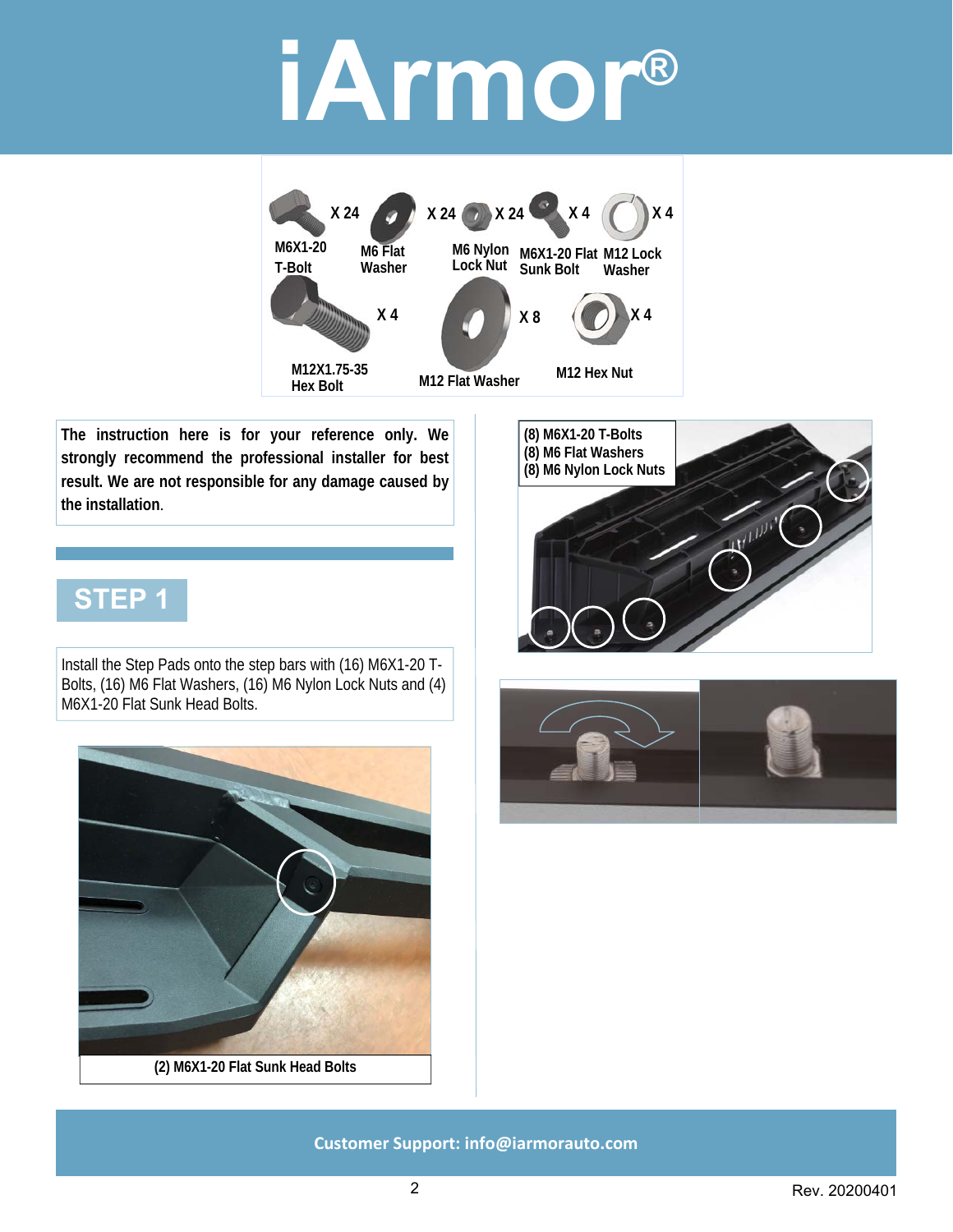# iArmor®

| Part | Quantity |
|---|---|
| M6X1-20 T-Bolt | X 24 |
| M6 Flat Washer | X 24 |
| M6 Nylon Lock Nut | X 24 |
| M6X1-20 Flat Sunk Bolt | X 4 |
| M12 Lock Washer | X 4 |
| M12X1.75-35 Hex Bolt | X 4 |
| M12 Flat Washer | X 8 |
| M12 Hex Nut | X 4 |

**The instruction here is for your reference only. We strongly recommend the professional installer for best result. We are not responsible for any damage caused by the installation.**

## STEP 1

Install the Step Pads onto the step bars with (16) M6X1-20 T-Bolts, (16) M6 Flat Washers, (16) M6 Nylon Lock Nuts and (4) M6X1-20 Flat Sunk Head Bolts.

(2) M6X1-20 Flat Sunk Head Bolts

(8) M6X1-20 T-Bolts
(8) M6 Flat Washers
(8) M6 Nylon Lock Nuts

**Customer Support: info@iarmorauto.com**

Rev. 20200401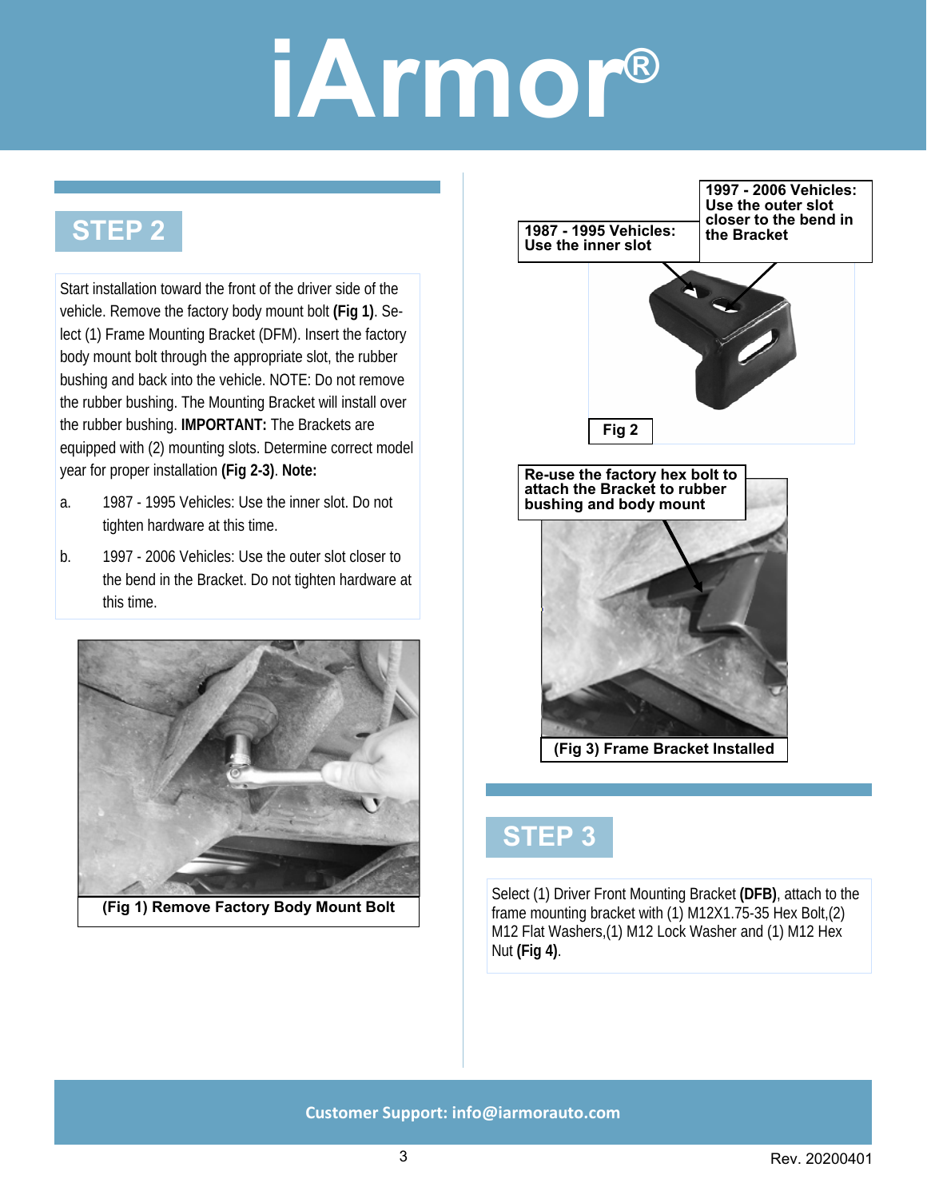# iArmor®

## STEP 2

Start installation toward the front of the driver side of the vehicle. Remove the factory body mount bolt **(Fig 1)**. Select (1) Frame Mounting Bracket (DFM). Insert the factory body mount bolt through the appropriate slot, the rubber bushing and back into the vehicle. NOTE: Do not remove the rubber bushing. The Mounting Bracket will install over the rubber bushing. **IMPORTANT:** The Brackets are equipped with (2) mounting slots. Determine correct model year for proper installation **(Fig 2-3)**. **Note:**

a. 1987 - 1995 Vehicles: Use the inner slot. Do not tighten hardware at this time.

b. 1997 - 2006 Vehicles: Use the outer slot closer to the bend in the Bracket. Do not tighten hardware at this time.

**(Fig 1) Remove Factory Body Mount Bolt**

**1987 - 1995 Vehicles: Use the inner slot**

**1997 - 2006 Vehicles: Use the outer slot closer to the bend in the Bracket**

**Fig 2**

**Re-use the factory hex bolt to attach the Bracket to rubber bushing and body mount**

**(Fig 3) Frame Bracket Installed**

## STEP 3

Select (1) Driver Front Mounting Bracket **(DFB)**, attach to the frame mounting bracket with (1) M12X1.75-35 Hex Bolt,(2) M12 Flat Washers,(1) M12 Lock Washer and (1) M12 Hex Nut **(Fig 4)**.

**Customer Support: info@iarmorauto.com**

Rev. 20200401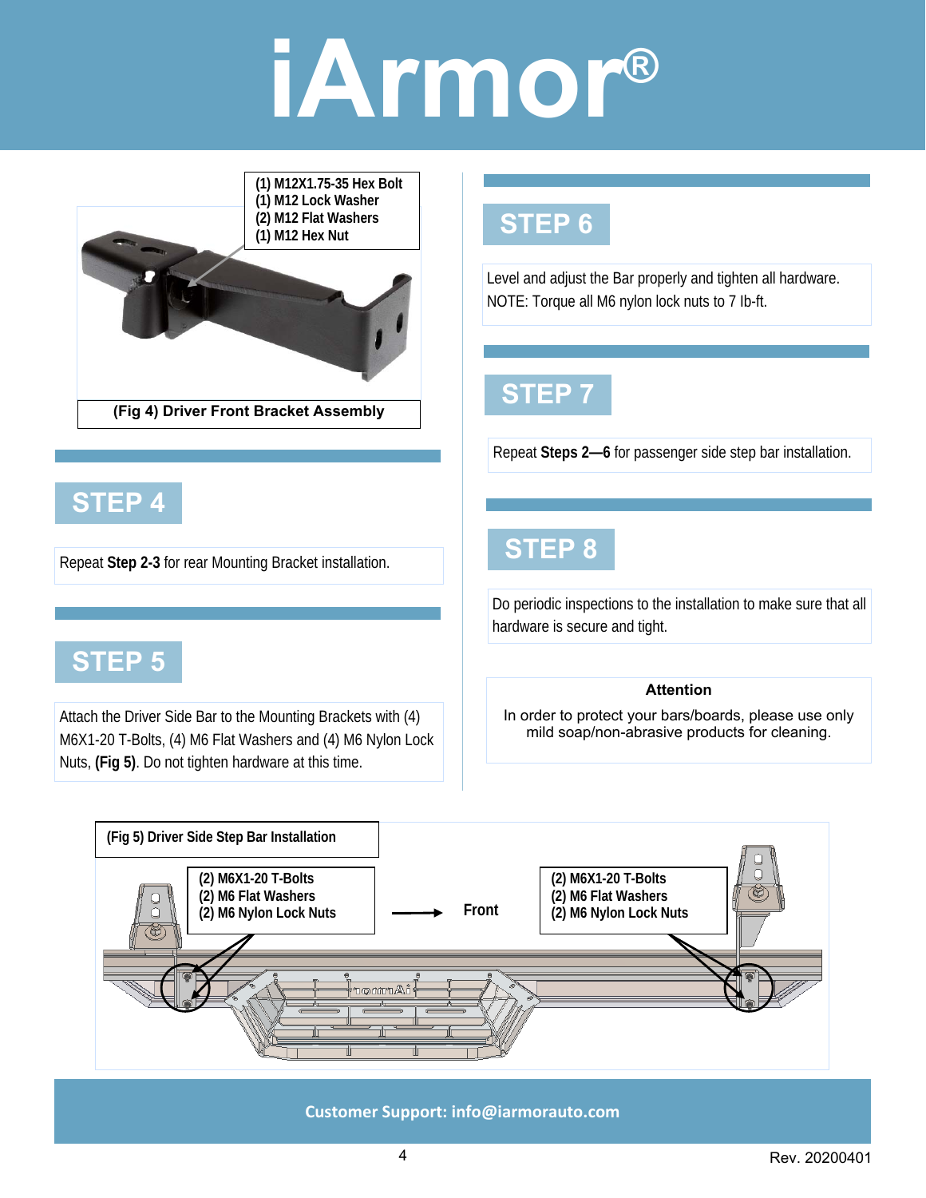# iArmor®

(1) M12X1.75-35 Hex Bolt
(1) M12 Lock Washer
(2) M12 Flat Washers
(1) M12 Hex Nut

**(Fig 4) Driver Front Bracket Assembly**

## STEP 4

Repeat **Step 2-3** for rear Mounting Bracket installation.

## STEP 5

Attach the Driver Side Bar to the Mounting Brackets with (4) M6X1-20 T-Bolts, (4) M6 Flat Washers and (4) M6 Nylon Lock Nuts, **(Fig 5)**. Do not tighten hardware at this time.

## STEP 6

Level and adjust the Bar properly and tighten all hardware.
NOTE: Torque all M6 nylon lock nuts to 7 lb-ft.

## STEP 7

Repeat **Steps 2—6** for passenger side step bar installation.

## STEP 8

Do periodic inspections to the installation to make sure that all hardware is secure and tight.

**Attention**

In order to protect your bars/boards, please use only mild soap/non-abrasive products for cleaning.

**(Fig 5) Driver Side Step Bar Installation**

(2) M6X1-20 T-Bolts
(2) M6 Flat Washers
(2) M6 Nylon Lock Nuts

Front

(2) M6X1-20 T-Bolts
(2) M6 Flat Washers
(2) M6 Nylon Lock Nuts

**Customer Support: info@iarmorauto.com**

Rev. 20200401